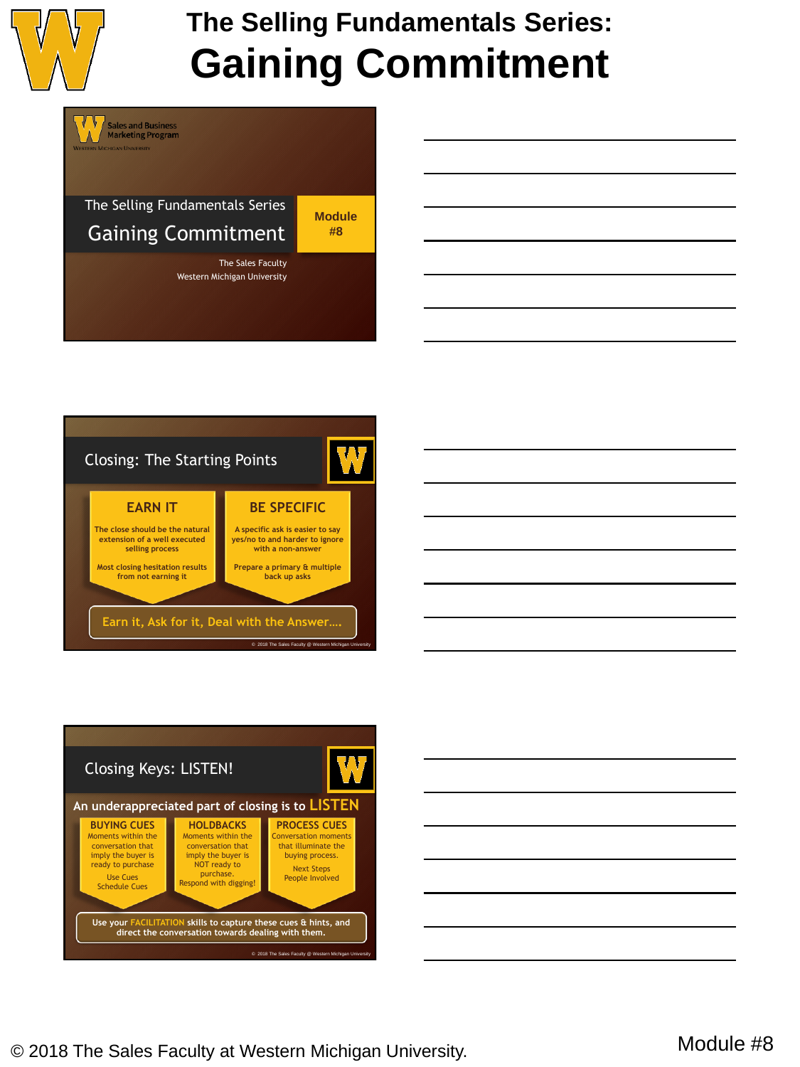# The Selling Fundamentals Series: Gaining Commitment

Sales and Business Marketing Program
Western Michigan University

The Selling Fundamentals Series

## Gaining Commitment

Module #8

The Sales Faculty
Western Michigan University

## Closing: The Starting Points

**EARN IT**

The close should be the natural extension of a well executed selling process

Most closing hesitation results from not earning it

**BE SPECIFIC**

A specific ask is easier to say yes/no to and harder to ignore with a non-answer

Prepare a primary & multiple back up asks

Earn it, Ask for it, Deal with the Answer….

© 2018 The Sales Faculty @ Western Michigan University

## Closing Keys: LISTEN!

An underappreciated part of closing is to **LISTEN**

**BUYING CUES**
Moments within the conversation that imply the buyer is ready to purchase
Use Cues
Schedule Cues

**HOLDBACKS**
Moments within the conversation that imply the buyer is NOT ready to purchase.
Respond with digging!

**PROCESS CUES**
Conversation moments that illuminate the buying process.
Next Steps
People Involved

Use your FACILITATION skills to capture these cues & hints, and direct the conversation towards dealing with them.

© 2018 The Sales Faculty @ Western Michigan University

© 2018 The Sales Faculty at Western Michigan University.

Module #8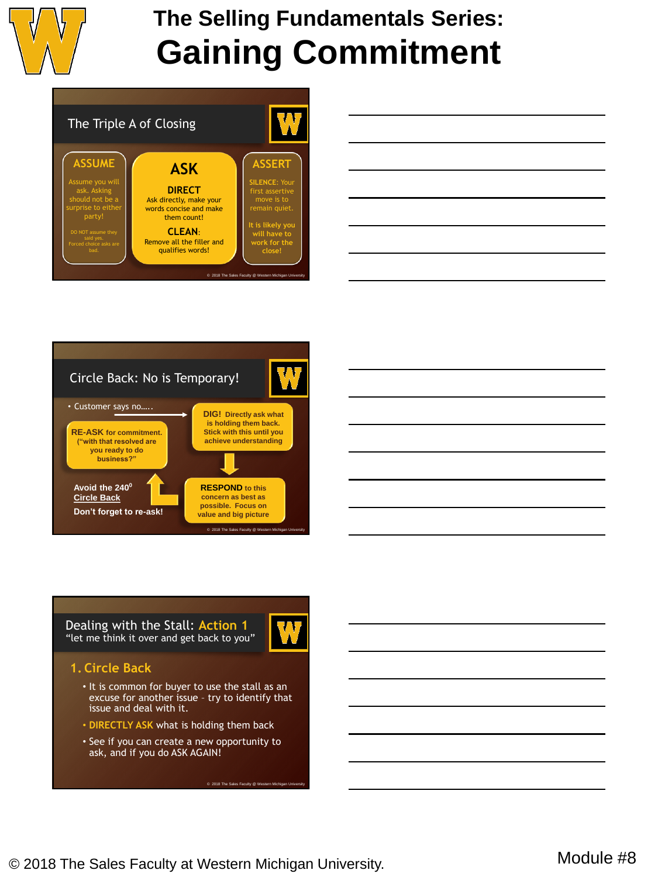# The Selling Fundamentals Series:
# Gaining Commitment

## The Triple A of Closing

**ASSUME**

Assume you will ask. Asking should not be a surprise to either party!

DO NOT assume they said yes. Forced choice asks are bad.

**ASK**

**DIRECT**
Ask directly, make your words concise and make them count!

**CLEAN**:
Remove all the filler and qualifies words!

**ASSERT**

SILENCE: Your first assertive move is to remain quiet.

It is likely you will have to work for the close!

© 2018 The Sales Faculty @ Western Michigan University

## Circle Back: No is Temporary!

- Customer says no…..

**DIG!** Directly ask what is holding them back. Stick with this until you achieve understanding

**RESPOND** to this concern as best as possible. Focus on value and big picture

**RE-ASK** for commitment. ("with that resolved are you ready to do business?"

Avoid the 240⁰ Circle Back

Don't forget to re-ask!

© 2018 The Sales Faculty @ Western Michigan University

## Dealing with the Stall: Action 1
"let me think it over and get back to you"

### 1. Circle Back

- It is common for buyer to use the stall as an excuse for another issue – try to identify that issue and deal with it.
- **DIRECTLY ASK** what is holding them back
- See if you can create a new opportunity to ask, and if you do ASK AGAIN!

© 2018 The Sales Faculty @ Western Michigan University

© 2018 The Sales Faculty at Western Michigan University.

Module #8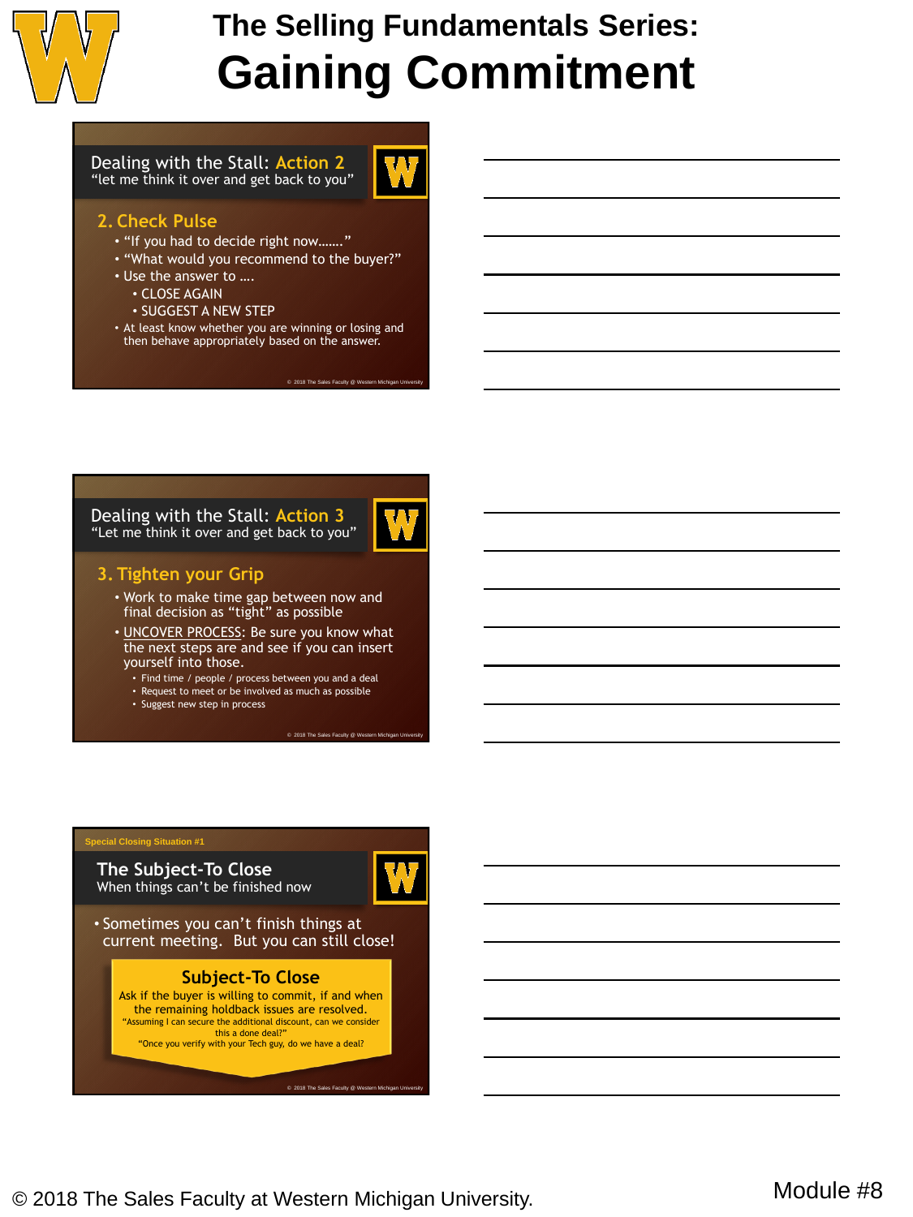# The Selling Fundamentals Series:
# Gaining Commitment

## Dealing with the Stall: Action 2
"let me think it over and get back to you"

### 2. Check Pulse

- "If you had to decide right now......."
- "What would you recommend to the buyer?"
- Use the answer to ....
  - CLOSE AGAIN
  - SUGGEST A NEW STEP
- At least know whether you are winning or losing and then behave appropriately based on the answer.

© 2018 The Sales Faculty @ Western Michigan University

## Dealing with the Stall: Action 3
"Let me think it over and get back to you"

### 3. Tighten your Grip

- Work to make time gap between now and final decision as "tight" as possible
- UNCOVER PROCESS: Be sure you know what the next steps are and see if you can insert yourself into those.
  - Find time / people / process between you and a deal
  - Request to meet or be involved as much as possible
  - Suggest new step in process

© 2018 The Sales Faculty @ Western Michigan University

Special Closing Situation #1

## The Subject-To Close
When things can't be finished now

- Sometimes you can't finish things at current meeting. But you can still close!

**Subject-To Close**

Ask if the buyer is willing to commit, if and when the remaining holdback issues are resolved.

"Assuming I can secure the additional discount, can we consider this a done deal?"

"Once you verify with your Tech guy, do we have a deal?"

© 2018 The Sales Faculty @ Western Michigan University

© 2018 The Sales Faculty at Western Michigan University.

Module #8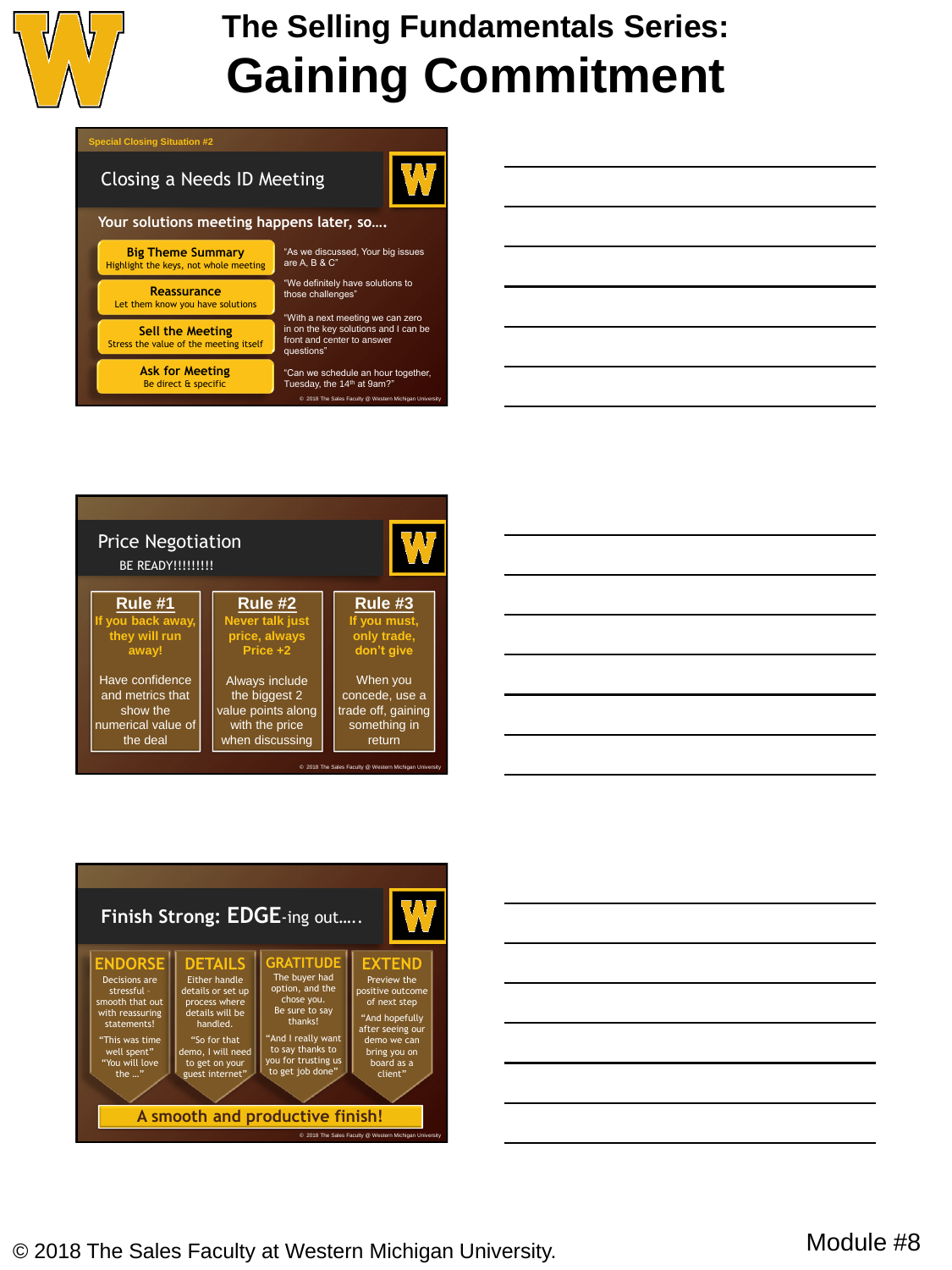# The Selling Fundamentals Series: Gaining Commitment

Special Closing Situation #2

## Closing a Needs ID Meeting

Your solutions meeting happens later, so….

**Big Theme Summary**
Highlight the keys, not whole meeting

"As we discussed, Your big issues are A, B & C"

**Reassurance**
Let them know you have solutions

"We definitely have solutions to those challenges"

**Sell the Meeting**
Stress the value of the meeting itself

"With a next meeting we can zero in on the key solutions and I can be front and center to answer questions"

**Ask for Meeting**
Be direct & specific

"Can we schedule an hour together, Tuesday, the 14th at 9am?"

© 2018 The Sales Faculty @ Western Michigan University

## Price Negotiation

BE READY!!!!!!!!!

**Rule #1**
**If you back away, they will run away!**

Have confidence and metrics that show the numerical value of the deal

**Rule #2**
**Never talk just price, always Price +2**

Always include the biggest 2 value points along with the price when discussing

**Rule #3**
**If you must, only trade, don't give**

When you concede, use a trade off, gaining something in return

© 2018 The Sales Faculty @ Western Michigan University

## Finish Strong: EDGE-ing out…..

**ENDORSE**
Decisions are stressful - smooth that out with reassuring statements!
"This was time well spent"
"You will love the …"

**DETAILS**
Either handle details or set up process where details will be handled.
"So for that demo, I will need to get on your guest internet"

**GRATITUDE**
The buyer had option, and the chose you.
Be sure to say thanks!
"And I really want to say thanks to you for trusting us to get job done"

**EXTEND**
Preview the positive outcome of next step
"And hopefully after seeing our demo we can bring you on board as a client"

**A smooth and productive finish!**

© 2018 The Sales Faculty @ Western Michigan University

© 2018 The Sales Faculty at Western Michigan University.

Module #8